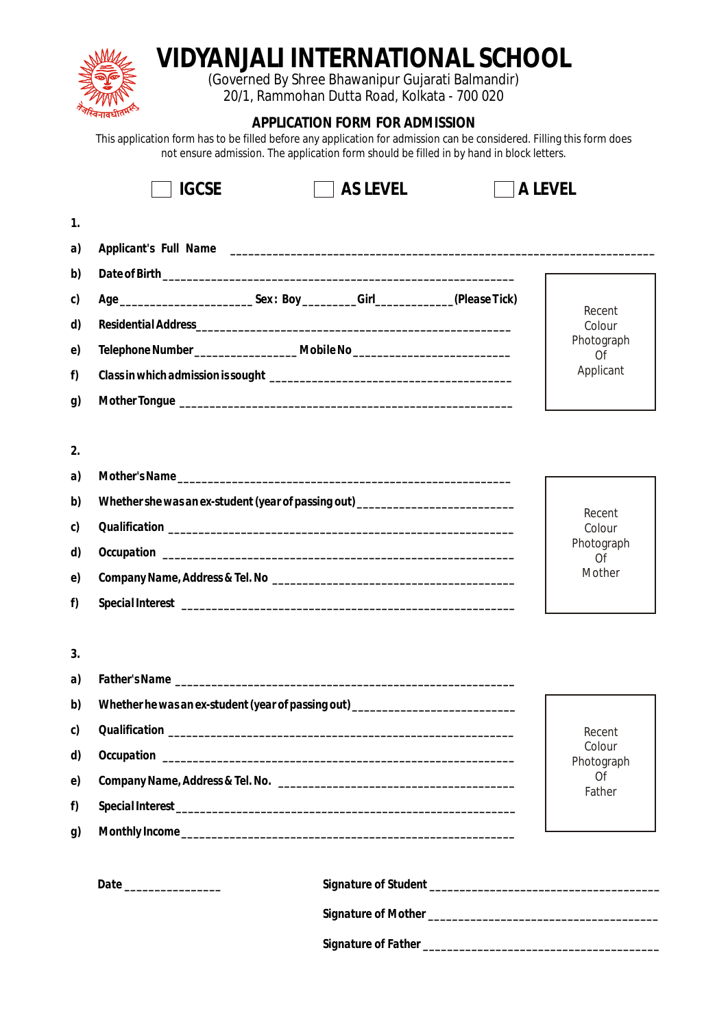# VIDYANJALI INTERNATIONAL SCHOOL

(Governed By Shree Bhawanipur Gujarati Balmandir)
20/1, Rammohan Dutta Road, Kolkata - 700 020

## APPLICATION FORM FOR ADMISSION

This application form has to be filled before any application for admission can be considered. Filling this form does not ensure admission. The application form should be filled in by hand in block letters.

☐ **IGCSE** ☐ **AS LEVEL** ☐ **A LEVEL**

**1.**

**a)** **Applicant's Full Name** ______________________________________________________________________

**b)** **Date of Birth** ______________________________________________________

**c)** **Age** ____________________ **Sex: Boy** ________ **Girl** ____________ **(Please Tick)**

**d)** **Residential Address** ______________________________________________

**e)** **Telephone Number** _______________ **Mobile No** _______________________

**f)** **Class in which admission is sought** _____________________________________

**g)** **Mother Tongue** __________________________________________________

Recent Colour Photograph Of Applicant

**2.**

**a)** **Mother's Name** ___________________________________________________

**b)** **Whether she was an ex-student (year of passing out)** _______________________

**c)** **Qualification** ____________________________________________________

**d)** **Occupation** ______________________________________________________

**e)** **Company Name, Address & Tel. No** ____________________________________

**f)** **Special Interest** __________________________________________________

Recent Colour Photograph Of Mother

**3.**

**a)** **Father's Name** ___________________________________________________

**b)** **Whether he was an ex-student (year of passing out)** ________________________

**c)** **Qualification** ____________________________________________________

**d)** **Occupation** ______________________________________________________

**e)** **Company Name, Address & Tel. No.** ___________________________________

**f)** **Special Interest** __________________________________________________

**g)** **Monthly Income** ___________________________________________________

Recent Colour Photograph Of Father

**Date** _______________

**Signature of Student** ___________________________________

**Signature of Mother** ___________________________________

**Signature of Father** ___________________________________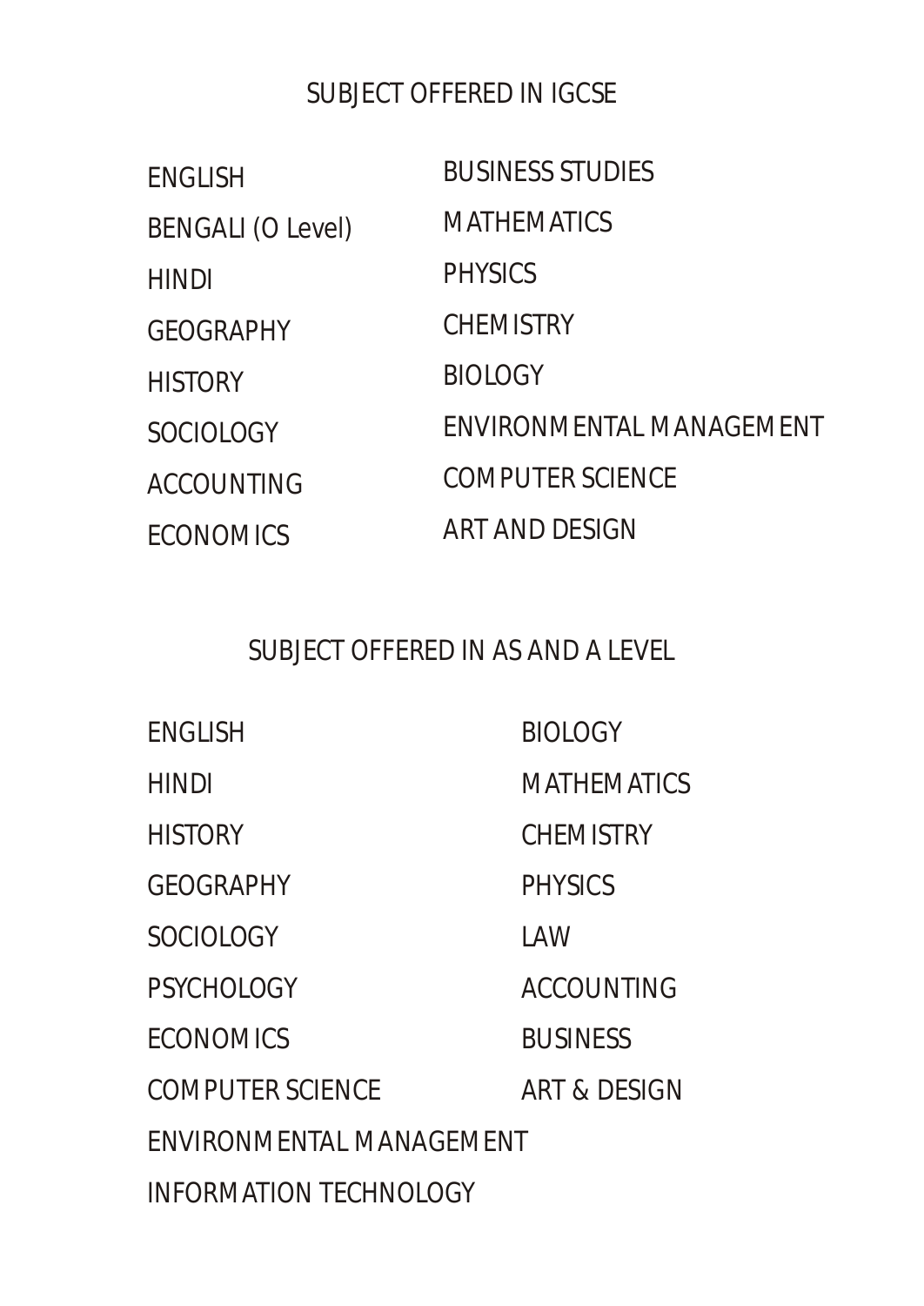## SUBJECT OFFERED IN IGCSE

- ENGLISH
- BENGALI (O Level)
- HINDI
- GEOGRAPHY
- HISTORY
- SOCIOLOGY
- ACCOUNTING
- ECONOMICS
- BUSINESS STUDIES
- MATHEMATICS
- PHYSICS
- CHEMISTRY
- BIOLOGY
- ENVIRONMENTAL MANAGEMENT
- COMPUTER SCIENCE
- ART AND DESIGN

## SUBJECT OFFERED IN AS AND A LEVEL

- ENGLISH
- HINDI
- HISTORY
- GEOGRAPHY
- SOCIOLOGY
- PSYCHOLOGY
- ECONOMICS
- COMPUTER SCIENCE
- BIOLOGY
- MATHEMATICS
- CHEMISTRY
- PHYSICS
- LAW
- ACCOUNTING
- BUSINESS
- ART & DESIGN
- ENVIRONMENTAL MANAGEMENT
- INFORMATION TECHNOLOGY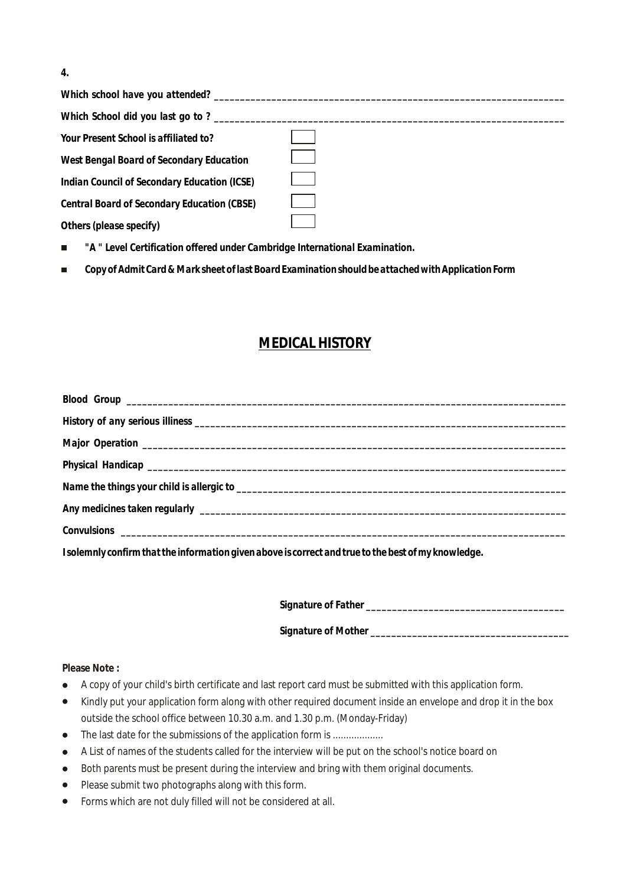**4.**

**Which school have you attended?** ____________________________________________________________________

**Which School did you last go to ?** ___________________________________________________________________

**Your Present School is affiliated to?** ☐

**West Bengal Board of Secondary Education** ☐

**Indian Council of Secondary Education (ICSE)** ☐

**Central Board of Secondary Education (CBSE)** ☐

**Others (please specify)** ☐

- **"A " Level Certification offered under Cambridge International Examination.**
- **Copy of Admit Card & Marksheet of last Board Examination should be attached with Application Form**

## MEDICAL HISTORY

**Blood Group** ______________________________________________________________________________________

**History of any serious illness** ________________________________________________________________________

**Major Operation** ___________________________________________________________________________________

**Physical Handicap** _________________________________________________________________________________

**Name the things your child is allergic to** ____________________________________________________________

**Any medicines taken regularly** ______________________________________________________________________

**Convulsions** ______________________________________________________________________________________

**I solemnly confirm that the information given above is correct and true to the best of my knowledge.**

**Signature of Father** ______________________________________

**Signature of Mother** ______________________________________

**Please Note :**

- A copy of your child's birth certificate and last report card must be submitted with this application form.
- Kindly put your application form along with other required document inside an envelope and drop it in the box outside the school office between 10.30 a.m. and 1.30 p.m. (Monday-Friday)
- The last date for the submissions of the application form is ...................
- A List of names of the students called for the interview will be put on the school's notice board on
- Both parents must be present during the interview and bring with them original documents.
- Please submit two photographs along with this form.
- Forms which are not duly filled will not be considered at all.